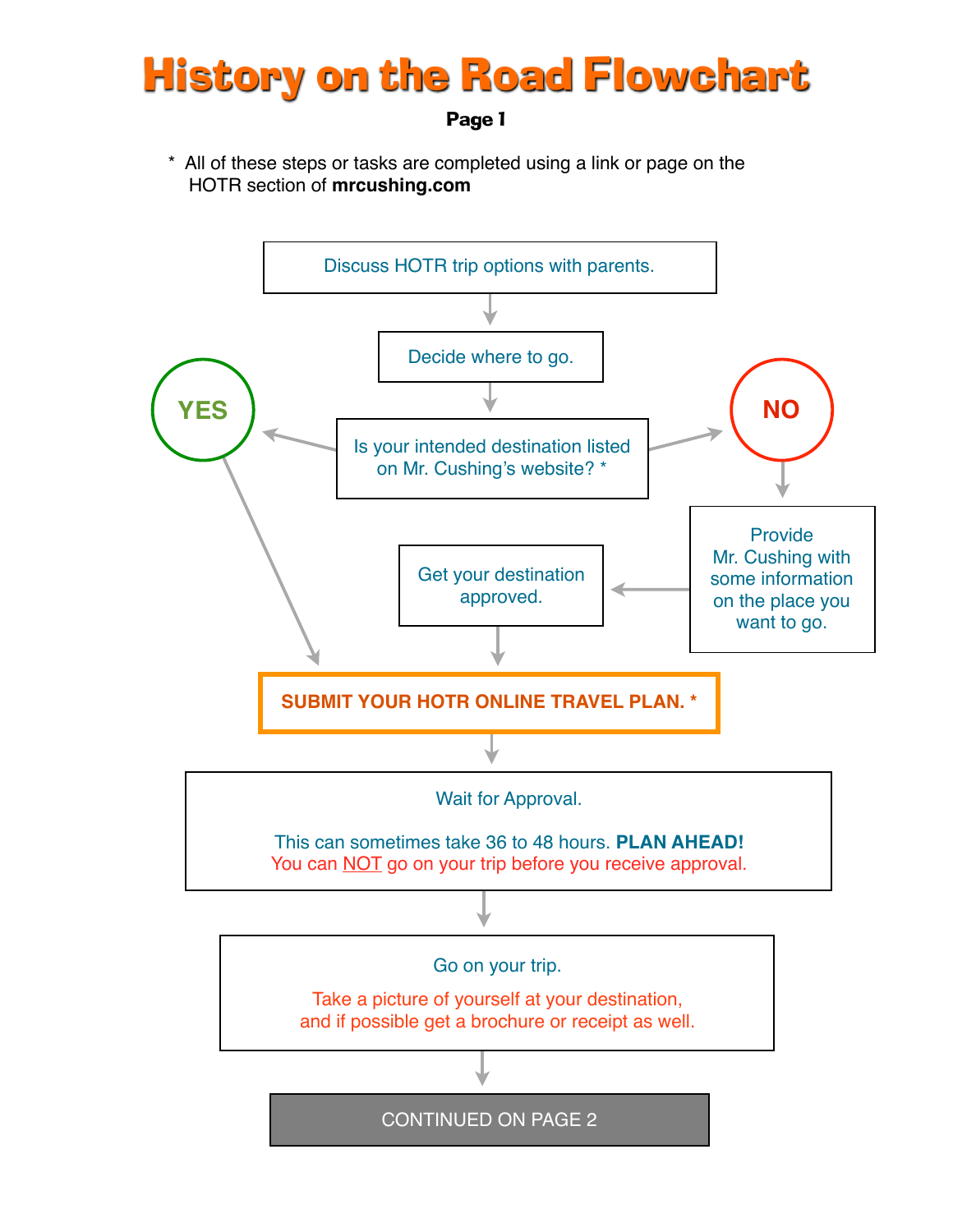# History on the Road Flowchart

**Page 1**

\* All of these steps or tasks are completed using a link or page on the HOTR section of **mrcushing.com**

1. Discuss HOTR trip options with parents.
2. Decide where to go.
3. Is your intended destination listed on Mr. Cushing's website? *
   - **YES** → go to step 4.
   - **NO** → Provide Mr. Cushing with some information on the place you want to go. → Get your destination approved. → go to step 4.
4. **SUBMIT YOUR HOTR ONLINE TRAVEL PLAN. ***
5. Wait for Approval.

   This can sometimes take 36 to 48 hours. **PLAN AHEAD!**
   You can NOT go on your trip before you receive approval.
6. Go on your trip.

   Take a picture of yourself at your destination, and if possible get a brochure or receipt as well.

CONTINUED ON PAGE 2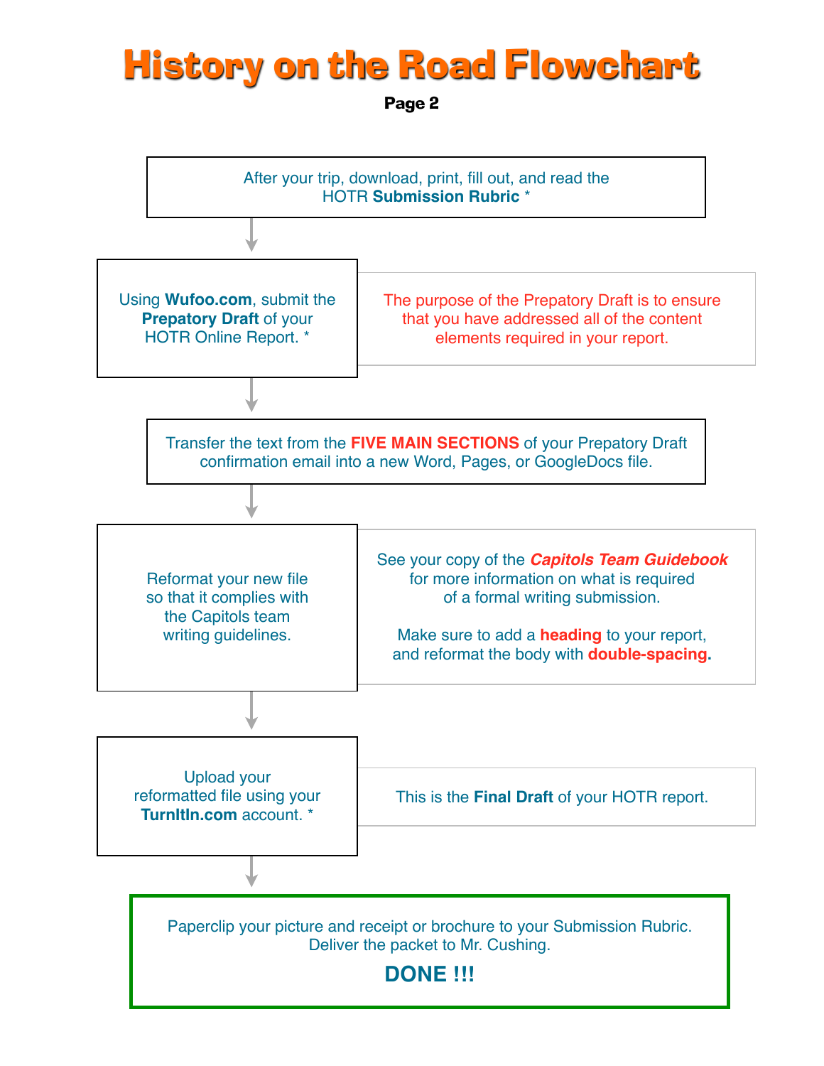# History on the Road Flowchart

**Page 2**

After your trip, download, print, fill out, and read the HOTR **Submission Rubric** *

Using **Wufoo.com**, submit the **Prepatory Draft** of your HOTR Online Report. *

The purpose of the Prepatory Draft is to ensure that you have addressed all of the content elements required in your report.

Transfer the text from the **FIVE MAIN SECTIONS** of your Prepatory Draft confirmation email into a new Word, Pages, or GoogleDocs file.

Reformat your new file so that it complies with the Capitols team writing guidelines.

See your copy of the ***Capitols Team Guidebook*** for more information on what is required of a formal writing submission.

Make sure to add a **heading** to your report, and reformat the body with **double-spacing.**

Upload your reformatted file using your **TurnItIn.com** account. *

This is the **Final Draft** of your HOTR report.

Paperclip your picture and receipt or brochure to your Submission Rubric. Deliver the packet to Mr. Cushing.

**DONE !!!**